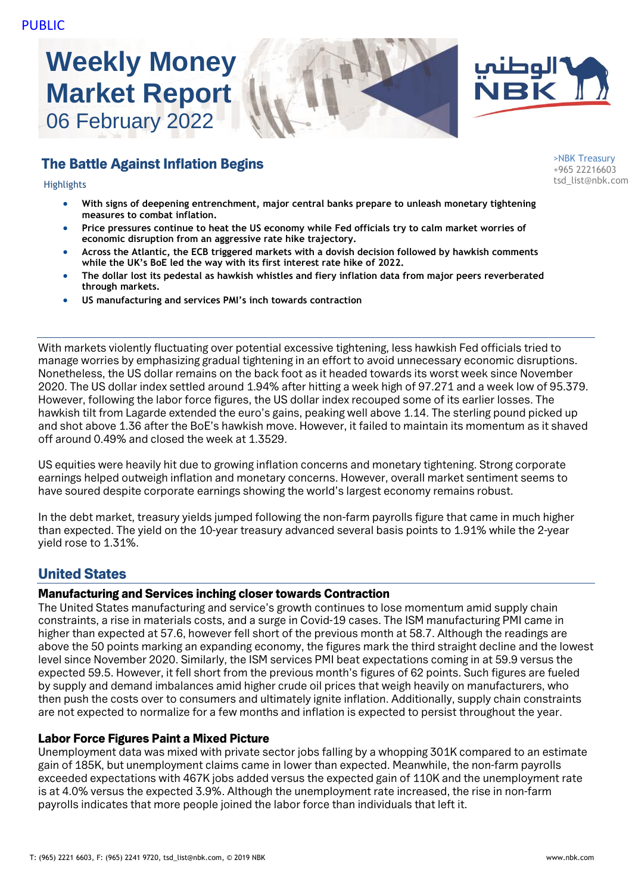PUBLIC

# Weekly Money Market Report

06 February 2022

الوطني NBK

## The Battle Against Inflation Begins

>NBK Treasury
+965 22216603
tsd_list@nbk.com

Highlights

- **With signs of deepening entrenchment, major central banks prepare to unleash monetary tightening measures to combat inflation.**
- **Price pressures continue to heat the US economy while Fed officials try to calm market worries of economic disruption from an aggressive rate hike trajectory.**
- **Across the Atlantic, the ECB triggered markets with a dovish decision followed by hawkish comments while the UK's BoE led the way with its first interest rate hike of 2022.**
- **The dollar lost its pedestal as hawkish whistles and fiery inflation data from major peers reverberated through markets.**
- **US manufacturing and services PMI's inch towards contraction**

With markets violently fluctuating over potential excessive tightening, less hawkish Fed officials tried to manage worries by emphasizing gradual tightening in an effort to avoid unnecessary economic disruptions. Nonetheless, the US dollar remains on the back foot as it headed towards its worst week since November 2020. The US dollar index settled around 1.94% after hitting a week high of 97.271 and a week low of 95.379. However, following the labor force figures, the US dollar index recouped some of its earlier losses. The hawkish tilt from Lagarde extended the euro's gains, peaking well above 1.14. The sterling pound picked up and shot above 1.36 after the BoE's hawkish move. However, it failed to maintain its momentum as it shaved off around 0.49% and closed the week at 1.3529.

US equities were heavily hit due to growing inflation concerns and monetary tightening. Strong corporate earnings helped outweigh inflation and monetary concerns. However, overall market sentiment seems to have soured despite corporate earnings showing the world's largest economy remains robust.

In the debt market, treasury yields jumped following the non-farm payrolls figure that came in much higher than expected. The yield on the 10-year treasury advanced several basis points to 1.91% while the 2-year yield rose to 1.31%.

## United States

### Manufacturing and Services inching closer towards Contraction

The United States manufacturing and service's growth continues to lose momentum amid supply chain constraints, a rise in materials costs, and a surge in Covid-19 cases. The ISM manufacturing PMI came in higher than expected at 57.6, however fell short of the previous month at 58.7. Although the readings are above the 50 points marking an expanding economy, the figures mark the third straight decline and the lowest level since November 2020. Similarly, the ISM services PMI beat expectations coming in at 59.9 versus the expected 59.5. However, it fell short from the previous month's figures of 62 points. Such figures are fueled by supply and demand imbalances amid higher crude oil prices that weigh heavily on manufacturers, who then push the costs over to consumers and ultimately ignite inflation. Additionally, supply chain constraints are not expected to normalize for a few months and inflation is expected to persist throughout the year.

### Labor Force Figures Paint a Mixed Picture

Unemployment data was mixed with private sector jobs falling by a whopping 301K compared to an estimate gain of 185K, but unemployment claims came in lower than expected. Meanwhile, the non-farm payrolls exceeded expectations with 467K jobs added versus the expected gain of 110K and the unemployment rate is at 4.0% versus the expected 3.9%. Although the unemployment rate increased, the rise in non-farm payrolls indicates that more people joined the labor force than individuals that left it.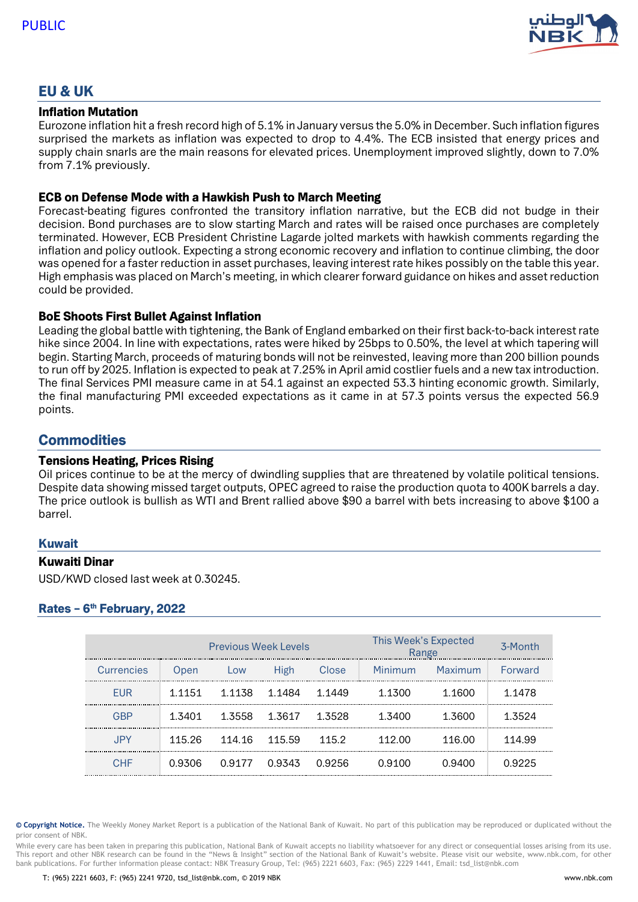## EU & UK

### Inflation Mutation

Eurozone inflation hit a fresh record high of 5.1% in January versus the 5.0% in December. Such inflation figures surprised the markets as inflation was expected to drop to 4.4%. The ECB insisted that energy prices and supply chain snarls are the main reasons for elevated prices. Unemployment improved slightly, down to 7.0% from 7.1% previously.

### ECB on Defense Mode with a Hawkish Push to March Meeting

Forecast-beating figures confronted the transitory inflation narrative, but the ECB did not budge in their decision. Bond purchases are to slow starting March and rates will be raised once purchases are completely terminated. However, ECB President Christine Lagarde jolted markets with hawkish comments regarding the inflation and policy outlook. Expecting a strong economic recovery and inflation to continue climbing, the door was opened for a faster reduction in asset purchases, leaving interest rate hikes possibly on the table this year. High emphasis was placed on March's meeting, in which clearer forward guidance on hikes and asset reduction could be provided.

### BoE Shoots First Bullet Against Inflation

Leading the global battle with tightening, the Bank of England embarked on their first back-to-back interest rate hike since 2004. In line with expectations, rates were hiked by 25bps to 0.50%, the level at which tapering will begin. Starting March, proceeds of maturing bonds will not be reinvested, leaving more than 200 billion pounds to run off by 2025. Inflation is expected to peak at 7.25% in April amid costlier fuels and a new tax introduction. The final Services PMI measure came in at 54.1 against an expected 53.3 hinting economic growth. Similarly, the final manufacturing PMI exceeded expectations as it came in at 57.3 points versus the expected 56.9 points.

## Commodities

### Tensions Heating, Prices Rising

Oil prices continue to be at the mercy of dwindling supplies that are threatened by volatile political tensions. Despite data showing missed target outputs, OPEC agreed to raise the production quota to 400K barrels a day. The price outlook is bullish as WTI and Brent rallied above $90 a barrel with bets increasing to above $100 a barrel.

## Kuwait

### Kuwaiti Dinar

USD/KWD closed last week at 0.30245.

## Rates – 6th February, 2022

| | Previous Week Levels | | | | This Week's Expected Range | | 3-Month |
|---|---|---|---|---|---|---|---|
| Currencies | Open | Low | High | Close | Minimum | Maximum | Forward |
| EUR | 1.1151 | 1.1138 | 1.1484 | 1.1449 | 1.1300 | 1.1600 | 1.1478 |
| GBP | 1.3401 | 1.3558 | 1.3617 | 1.3528 | 1.3400 | 1.3600 | 1.3524 |
| JPY | 115.26 | 114.16 | 115.59 | 115.2 | 112.00 | 116.00 | 114.99 |
| CHF | 0.9306 | 0.9177 | 0.9343 | 0.9256 | 0.9100 | 0.9400 | 0.9225 |

**© Copyright Notice.** The Weekly Money Market Report is a publication of the National Bank of Kuwait. No part of this publication may be reproduced or duplicated without the prior consent of NBK.

While every care has been taken in preparing this publication, National Bank of Kuwait accepts no liability whatsoever for any direct or consequential losses arising from its use. This report and other NBK research can be found in the "News & Insight" section of the National Bank of Kuwait's website. Please visit our website, www.nbk.com, for other bank publications. For further information please contact: NBK Treasury Group, Tel: (965) 2221 6603, Fax: (965) 2229 1441, Email: tsd_list@nbk.com